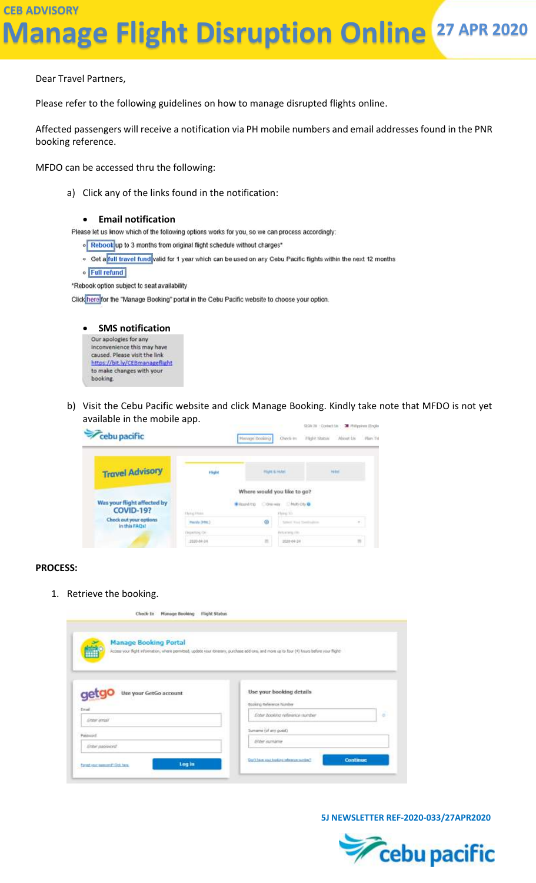CEB ADVISORY

# Manage Flight Disruption Online

27 APR 2020

Dear Travel Partners,

Please refer to the following guidelines on how to manage disrupted flights online.

Affected passengers will receive a notification via PH mobile numbers and email addresses found in the PNR booking reference.

MFDO can be accessed thru the following:

a) Click any of the links found in the notification:

- **Email notification**

Please let us know which of the following options works for you, so we can process accordingly:

- Rebook up to 3 months from original flight schedule without charges*
- Get a full travel fund valid for 1 year which can be used on any Cebu Pacific flights within the next 12 months
- Full refund

*Rebook option subject to seat availability

Click here for the "Manage Booking" portal in the Cebu Pacific website to choose your option.

- **SMS notification**

Our apologies for any inconvenience this may have caused. Please visit the link https://bit.ly/CEBmanageflight to make changes with your booking.

b) Visit the Cebu Pacific website and click Manage Booking. Kindly take note that MFDO is not yet available in the mobile app.

**PROCESS:**

1. Retrieve the booking.

5J NEWSLETTER REF-2020-033/27APR2020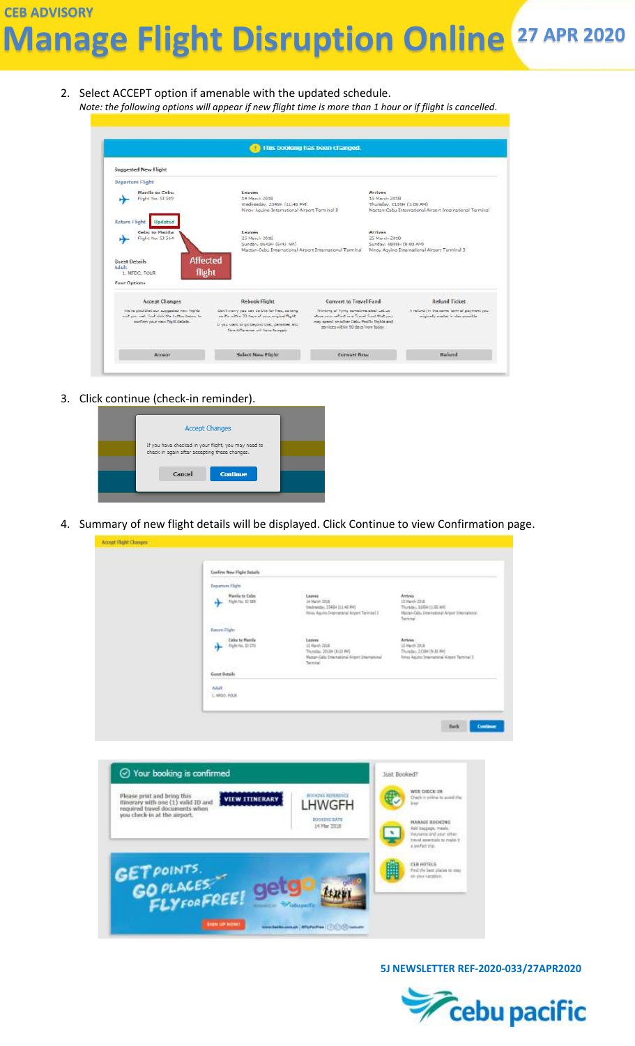2. Select ACCEPT option if amenable with the updated schedule.
   *Note: the following options will appear if new flight time is more than 1 hour or if flight is cancelled.*

3. Click continue (check-in reminder).

4. Summary of new flight details will be displayed. Click Continue to view Confirmation page.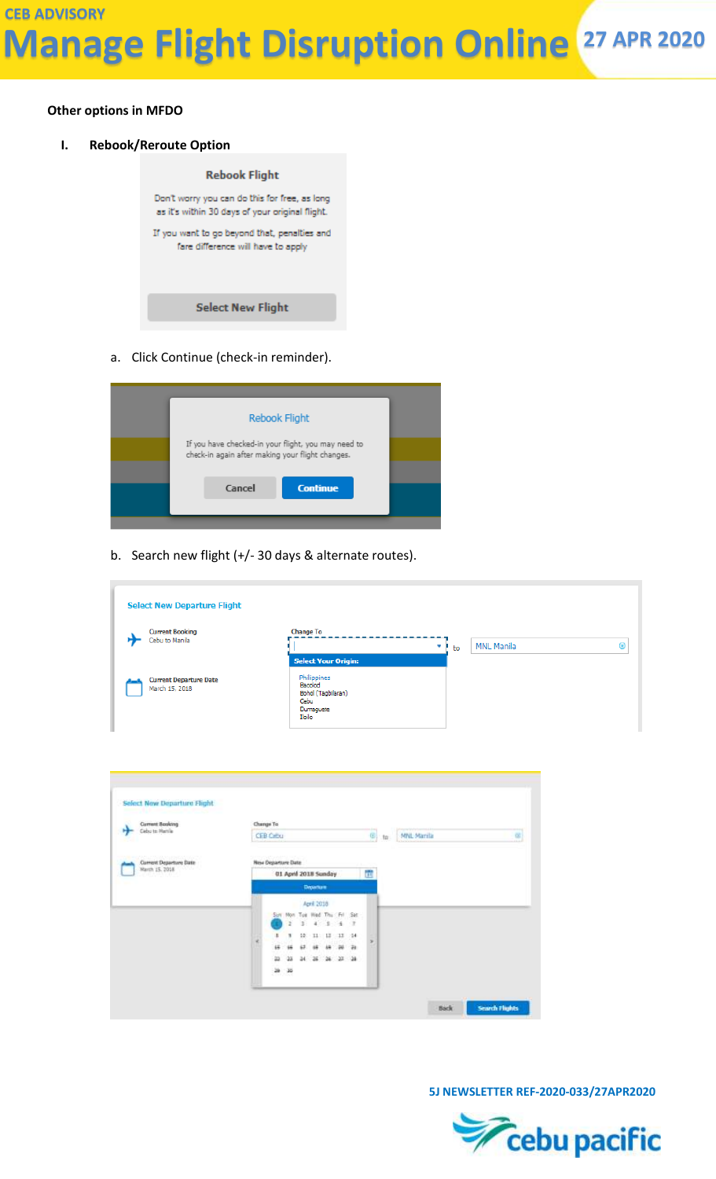**Other options in MFDO**

I. **Rebook/Reroute Option**

Rebook Flight

Don't worry you can do this for free, as long as it's within 30 days of your original flight.

If you want to go beyond that, penalties and fare difference will have to apply

Select New Flight

a. Click Continue (check-in reminder).

Rebook Flight

If you have checked-in your flight, you may need to check-in again after making your flight changes.

Cancel | Continue

b. Search new flight (+/- 30 days & alternate routes).

Select New Departure Flight

Current Booking
Cebu to Manila

Current Departure Date
March 15, 2018

Change To

Select Your Origin:

Philippines
Bacolod
Bohol (Tagbilaran)
Cebu
Dumaguete
Iloilo

to MNL Manila

Select New Departure Flight

Current Booking
Cebu to Manila

Current Departure Date
March 15, 2018

Change To
CEB Cebu to MNL Manila

New Departure Date
01 April 2018 Sunday

Departure

April 2018

Back | Search Flights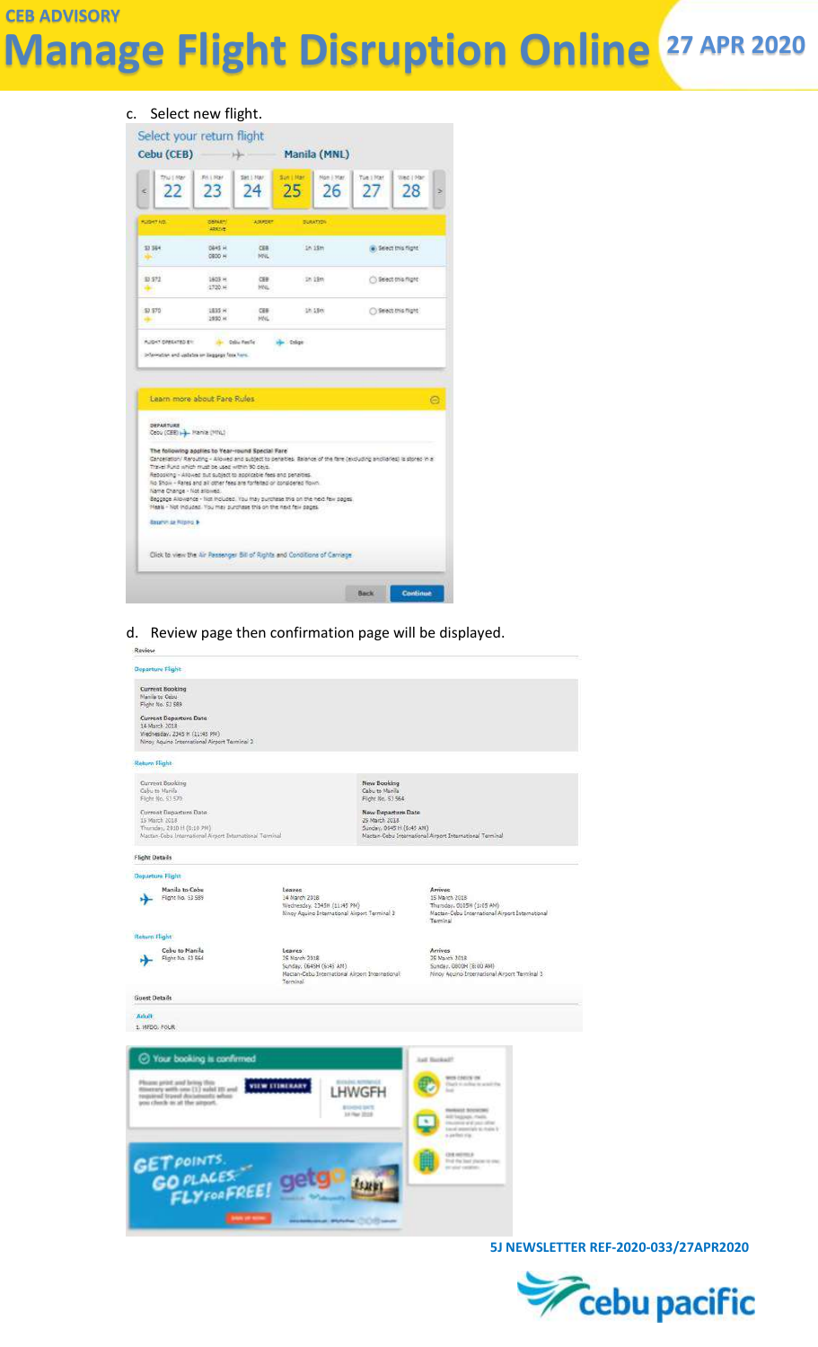# CEB ADVISORY

# Manage Flight Disruption Online

**27 APR 2020**

c. Select new flight.

Select your return flight

Cebu (CEB) → Manila (MNL)

| Thu \| Mar | Fri \| Mar | Sat \| Mar | Sun \| Mar | Mon \| Mar | Tue \| Mar | Wed \| Mar |
|---|---|---|---|---|---|---|
| 22 | 23 | 24 | 25 | 26 | 27 | 28 |

| FLIGHT NO. | DEPART/ ARRIVE | AIRPORT | DURATION | |
|---|---|---|---|---|
| 5J 564 | 0645 H 0800 H | CEB MNL | 1h 15m | Select this flight |
| 5J 572 | 1605 H 1720 H | CEB MNL | 1h 15m | Select this flight |
| 5J 570 | 1835 H 1950 H | CEB MNL | 1h 15m | Select this flight |

FLIGHT OPERATED BY: Cebu Pacific · Cebgo

Information and updates on baggage fees here.

Learn more about Fare Rules

DEPARTURE
Cebu (CEB) → Manila (MNL)

The following applies to Year-round Special Fare
Cancellation/ Rerouting - Allowed and subject to penalties. Balance of the fare (excluding ancillaries) is stored in a Travel Fund which must be used within 90 days.
Rebooking - Allowed but subject to applicable fees and penalties.
No Show - Fares and all other fees are forfeited or considered flown.
Name Change - Not allowed.
Baggage Allowance - Not included. You may purchase this on the next few pages.
Meals - Not included. You may purchase this on the next few pages.

Basahin sa Filipino

Click to view the Air Passenger Bill of Rights and Conditions of Carriage

Back | Continue

d. Review page then confirmation page will be displayed.

Review

Departure Flight

Current Booking
Manila to Cebu
Flight No. 5J 589

Current Departure Date
14 March 2018
Wednesday, 2345 H (11:45 PM)
Ninoy Aquino International Airport Terminal 3

Return Flight

| Current Booking | New Booking |
|---|---|
| Cebu to Manila<br>Flight No. 5J 570 | Cebu to Manila<br>Flight No. 5J 564 |
| Current Departure Date<br>15 March 2018<br>Thursday, 2310 H (9:10 PM)<br>Mactan-Cebu International Airport International Terminal | New Departure Date<br>25 March 2018<br>Sunday, 0645 H (6:45 AM)<br>Mactan-Cebu International Airport International Terminal |

Flight Details

Departure Flight

| Flight | Leaves | Arrives |
|---|---|---|
| Manila to Cebu<br>Flight No. 5J 589 | 14 March 2018<br>Wednesday, 2345H (11:45 PM)<br>Ninoy Aquino International Airport Terminal 3 | 15 March 2018<br>Thursday, 0105H (1:05 AM)<br>Mactan-Cebu International Airport International Terminal |

Return Flight

| Flight | Leaves | Arrives |
|---|---|---|
| Cebu to Manila<br>Flight No. 5J 564 | 25 March 2018<br>Sunday, 0645H (6:45 AM)<br>Mactan-Cebu International Airport International Terminal | 25 March 2018<br>Sunday, 0800H (8:00 AM)<br>Ninoy Aquino International Airport Terminal 3 |

Guest Details

Adult
1. MFDO, FOUR

Your booking is confirmed

Please print and bring this itinerary with one (1) valid ID and required travel documents when you check in at the airport.

VIEW ITINERARY

BOOKING REFERENCE: LHWGFH

BOOKING DATE: 14 Mar 2018

Just Booked?

WEB CHECK-IN
MANAGE BOOKING
CEB HOTELS

GET POINTS. GO PLACES. FLY FOR FREE! getgo

5J NEWSLETTER REF-2020-033/27APR2020

cebu pacific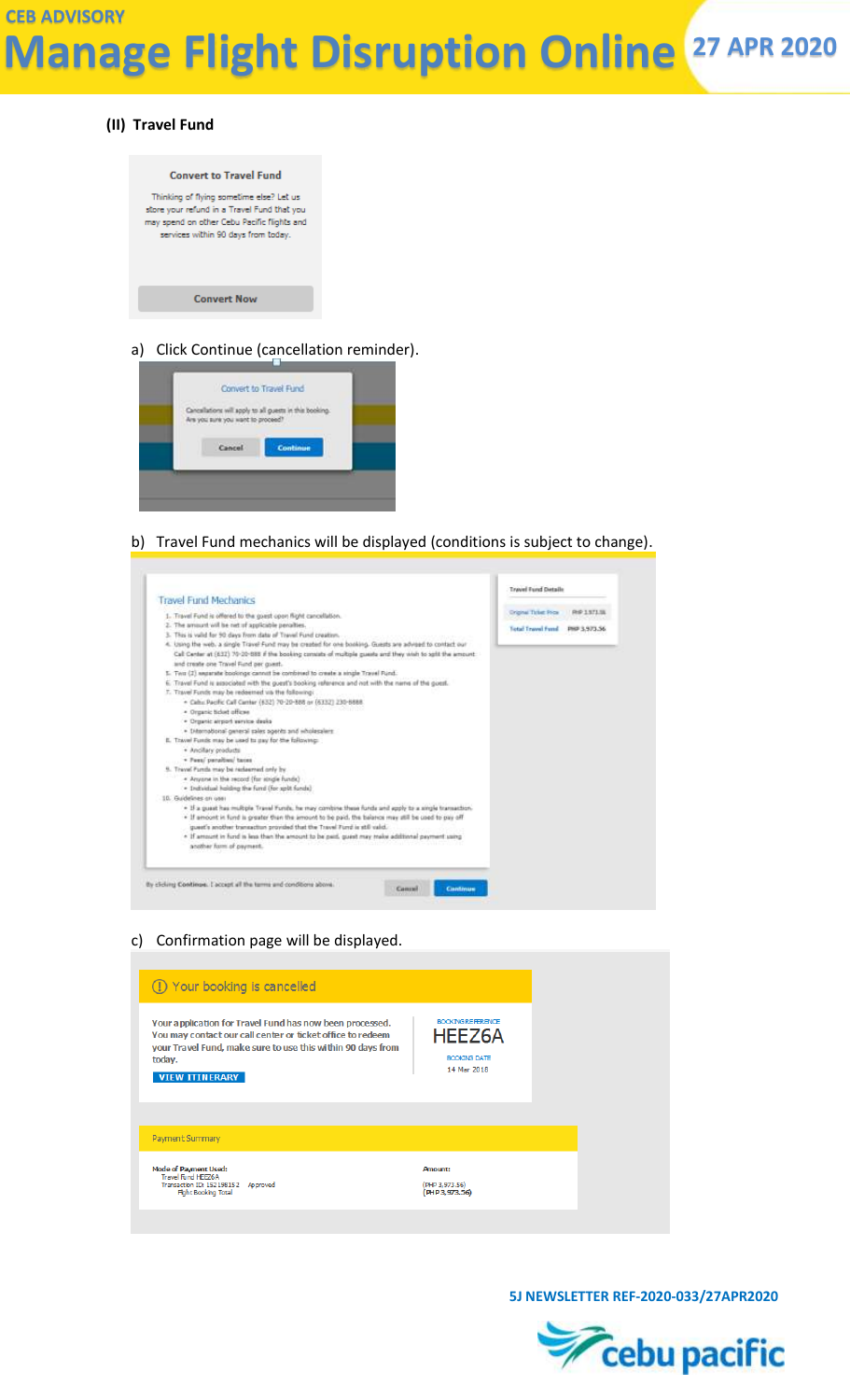## (II) Travel Fund

**Convert to Travel Fund**

Thinking of flying sometime else? Let us store your refund in a Travel Fund that you may spend on other Cebu Pacific flights and services within 90 days from today.

Convert Now

a) Click Continue (cancellation reminder).

Convert to Travel Fund

Cancellations will apply to all guests in this booking. Are you sure you want to proceed?

Cancel | Continue

b) Travel Fund mechanics will be displayed (conditions is subject to change).

**Travel Fund Mechanics**

1. Travel Fund is offered to the guest upon flight cancellation.
2. The amount will be net of applicable penalties.
3. This is valid for 90 days from date of Travel Fund creation.
4. Using the web, a single Travel Fund may be created for one booking. Guests are advised to contact our Call Center at (632) 70-20-888 if the booking consists of multiple guests and they wish to split the amount and create one Travel Fund per guest.
5. Two (2) separate bookings cannot be combined to create a single Travel Fund.
6. Travel Fund is associated with the guest's booking reference and not with the name of the guest.
7. Travel Funds may be redeemed via the following:
   - Cebu Pacific Call Center (632) 70-20-888 or (6332) 230-8888
   - Organic ticket offices
   - Organic airport service desks
   - International general sales agents and wholesalers
8. Travel Funds may be used to pay for the following:
   - Ancillary products
   - Fees/ penalties/ taxes
9. Travel Funds may be redeemed only by
   - Anyone in the record (for single funds)
   - Individual holding the fund (for split funds)
10. Guidelines on use:
    - If a guest has multiple Travel Funds, he may combine these funds and apply to a single transaction.
    - If amount in fund is greater than the amount to be paid, the balance may still be used to pay off guest's another transaction provided that the Travel Fund is still valid.
    - If amount in fund is less than the amount to be paid, guest may make additional payment using another form of payment.

By clicking **Continue**, I accept all the terms and conditions above.

Cancel | Continue

**Travel Fund Details**

| | |
|---|---|
| Original Ticket Price | PHP 3,973.56 |
| Total Travel Fund | PHP 3,973.56 |

c) Confirmation page will be displayed.

**Your booking is cancelled**

Your application for Travel Fund has now been processed. You may contact our call center or ticket office to redeem your Travel Fund, make sure to use this within 90 days from today.

VIEW ITINERARY

BOOKING REFERENCE
HEEZ6A

BOOKING DATE
14 Mar 2018

**Payment Summary**

| Mode of Payment Used: | Amount: |
|---|---|
| Travel Fund HEEZ6A<br>Transaction ID: 15219815 2 Approved | (PHP 3,973.56) |
| Flight Booking Total | (PHP 3,973.56) |

5J NEWSLETTER REF-2020-033/27APR2020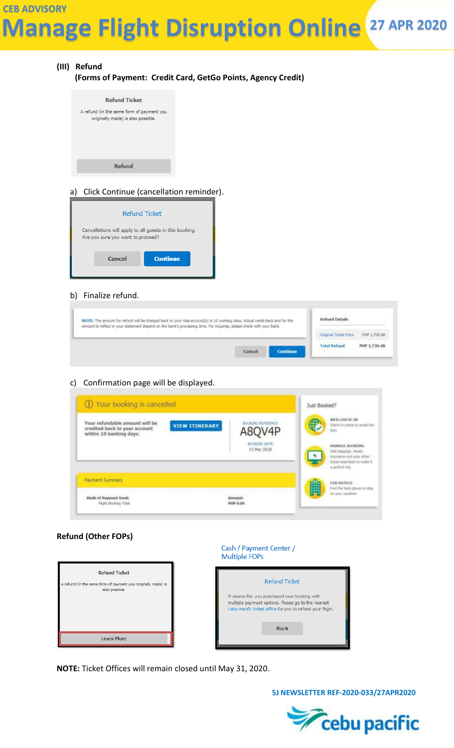**(III) Refund**

**(Forms of Payment: Credit Card, GetGo Points, Agency Credit)**

Refund Ticket

A refund (in the same form of payment you originally made) is also possible.

Refund

a) Click Continue (cancellation reminder).

Refund Ticket

Cancellations will apply to all guests in this booking. Are you sure you want to proceed?

Cancel | Continue

b) Finalize refund.

NOTE: The amount for refund will be charged back to your Visa account(s) in 10 working days. Actual credit-back and for the amount to reflect in your statement depend on the bank's processing time. For inquiries, please check with your bank.

Cancel | Continue

Refund Details

| | |
|---|---|
| Original Ticket Price | PHP 1,730.48 |
| Total Refund | PHP 1,730.48 |

c) Confirmation page will be displayed.

Your booking is cancelled

Your refundable amount will be credited back to your account within 10 banking days.

VIEW ITINERARY

BOOKING REFERENCE A8QV4P

BOOKING DATE 15 Mar 2018

Payment Summary

Mode of Payment Used: Flight Booking Total

Amount: PHP 0.00

Just Booked?

WEB CHECK-IN Check in online to avoid the line!

MANAGE BOOKING Add baggage, meals, insurance and your other travel essentials to make it a perfect trip.

CEB HOTELS Find the best places to stay on your vacation.

**Refund (Other FOPs)**

Refund Ticket

A refund (in the same form of payment you originally made) is also possible.

Learn More

Cash / Payment Center / Multiple FOPs

Refund Ticket

It seems like you purchased your booking with multiple payment options. Please go to the nearest Cebu Pacific ticket office for you to refund your flight.

Back

**NOTE:** Ticket Offices will remain closed until May 31, 2020.

**5J NEWSLETTER REF-2020-033/27APR2020**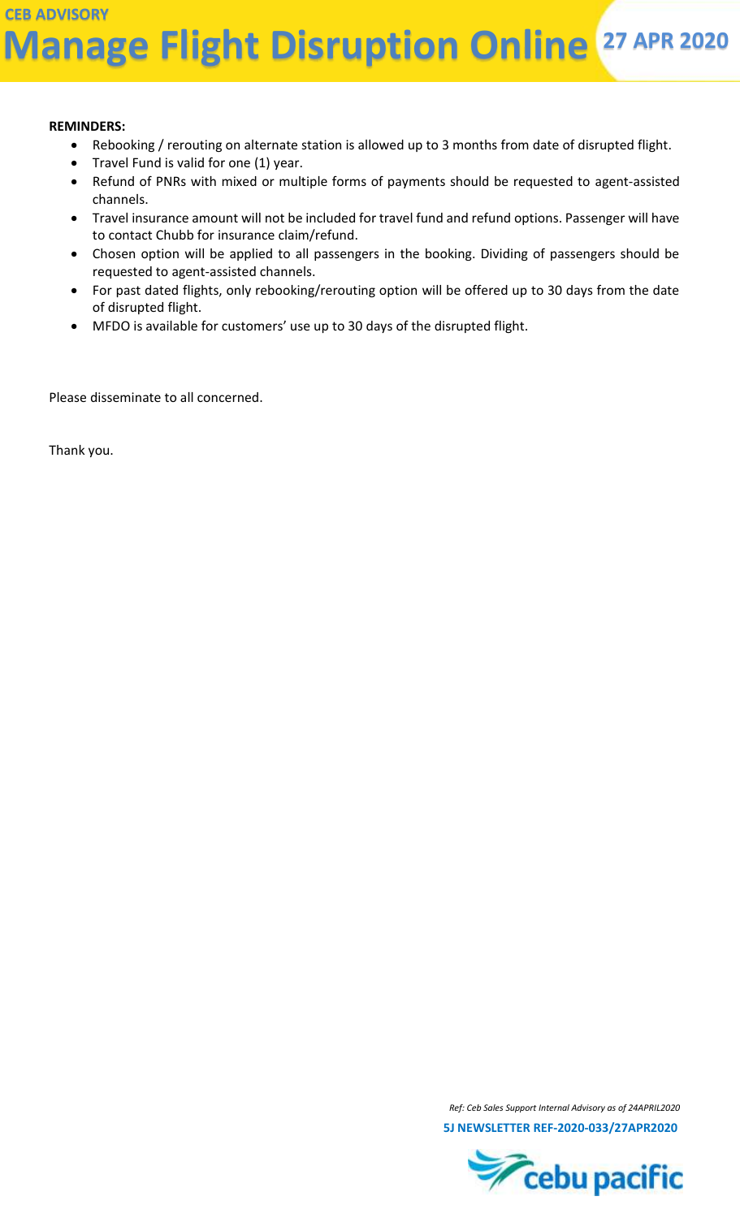**REMINDERS:**

- Rebooking / rerouting on alternate station is allowed up to 3 months from date of disrupted flight.
- Travel Fund is valid for one (1) year.
- Refund of PNRs with mixed or multiple forms of payments should be requested to agent-assisted channels.
- Travel insurance amount will not be included for travel fund and refund options. Passenger will have to contact Chubb for insurance claim/refund.
- Chosen option will be applied to all passengers in the booking. Dividing of passengers should be requested to agent-assisted channels.
- For past dated flights, only rebooking/rerouting option will be offered up to 30 days from the date of disrupted flight.
- MFDO is available for customers' use up to 30 days of the disrupted flight.

Please disseminate to all concerned.

Thank you.

*Ref: Ceb Sales Support Internal Advisory as of 24APRIL2020*

**5J NEWSLETTER REF-2020-033/27APR2020**